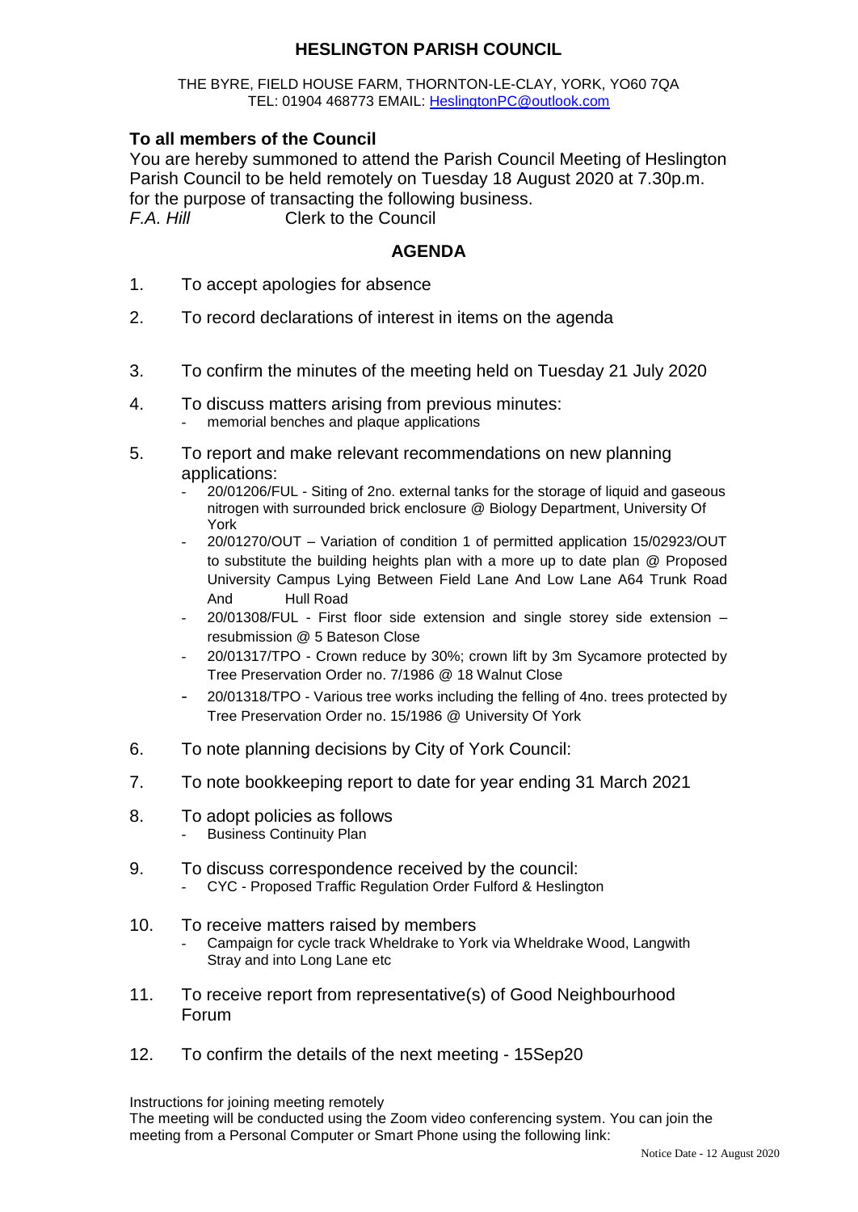# HESLINGTON PARISH COUNCIL

THE BYRE, FIELD HOUSE FARM, THORNTON-LE-CLAY, YORK, YO60 7QA
TEL: 01904 468773 EMAIL: HeslingtonPC@outlook.com

**To all members of the Council**

You are hereby summoned to attend the Parish Council Meeting of Heslington Parish Council to be held remotely on Tuesday 18 August 2020 at 7.30p.m. for the purpose of transacting the following business.

*F.A. Hill* Clerk to the Council

## AGENDA

1. To accept apologies for absence
2. To record declarations of interest in items on the agenda
3. To confirm the minutes of the meeting held on Tuesday 21 July 2020
4. To discuss matters arising from previous minutes:
   - memorial benches and plaque applications
5. To report and make relevant recommendations on new planning applications:
   - 20/01206/FUL - Siting of 2no. external tanks for the storage of liquid and gaseous nitrogen with surrounded brick enclosure @ Biology Department, University Of York
   - 20/01270/OUT – Variation of condition 1 of permitted application 15/02923/OUT to substitute the building heights plan with a more up to date plan @ Proposed University Campus Lying Between Field Lane And Low Lane A64 Trunk Road And Hull Road
   - 20/01308/FUL - First floor side extension and single storey side extension – resubmission @ 5 Bateson Close
   - 20/01317/TPO - Crown reduce by 30%; crown lift by 3m Sycamore protected by Tree Preservation Order no. 7/1986 @ 18 Walnut Close
   - 20/01318/TPO - Various tree works including the felling of 4no. trees protected by Tree Preservation Order no. 15/1986 @ University Of York
6. To note planning decisions by City of York Council:
7. To note bookkeeping report to date for year ending 31 March 2021
8. To adopt policies as follows
   - Business Continuity Plan
9. To discuss correspondence received by the council:
   - CYC - Proposed Traffic Regulation Order Fulford & Heslington
10. To receive matters raised by members
    - Campaign for cycle track Wheldrake to York via Wheldrake Wood, Langwith Stray and into Long Lane etc
11. To receive report from representative(s) of Good Neighbourhood Forum
12. To confirm the details of the next meeting - 15Sep20

Instructions for joining meeting remotely

The meeting will be conducted using the Zoom video conferencing system. You can join the meeting from a Personal Computer or Smart Phone using the following link:

Notice Date - 12 August 2020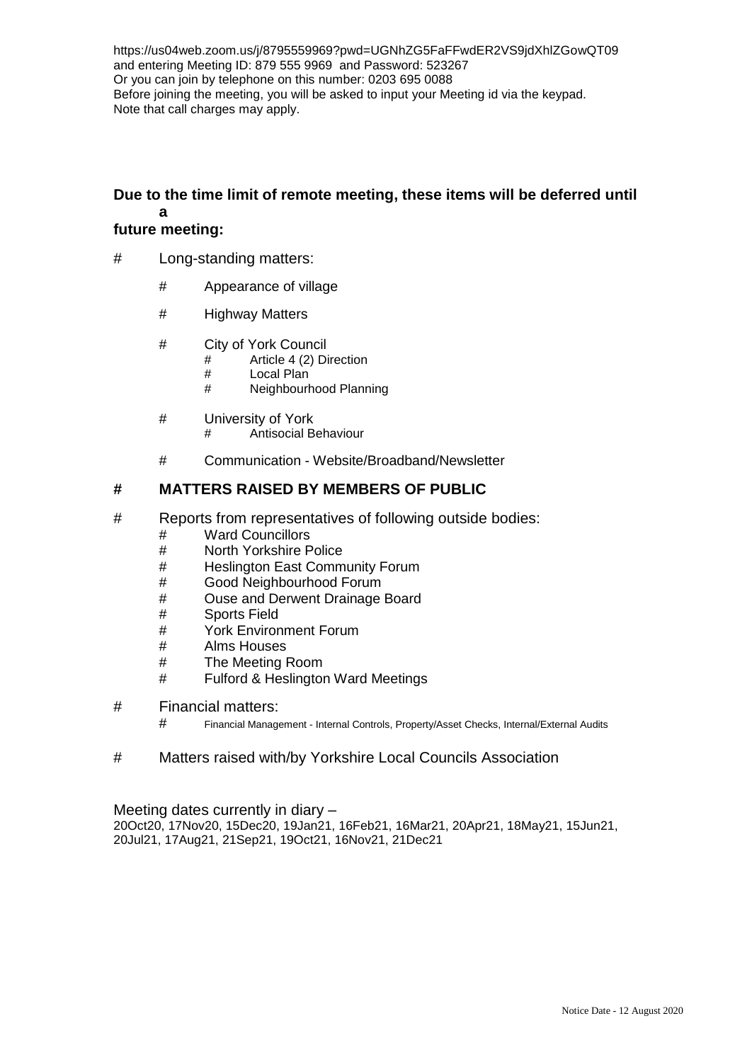https://us04web.zoom.us/j/8795559969?pwd=UGNhZG5FaFFwdER2VS9jdXhlZGowQT09 and entering Meeting ID: 879 555 9969 and Password: 523267
Or you can join by telephone on this number: 0203 695 0088
Before joining the meeting, you will be asked to input your Meeting id via the keypad.
Note that call charges may apply.

**Due to the time limit of remote meeting, these items will be deferred until a future meeting:**

- # Long-standing matters:
  - # Appearance of village
  - # Highway Matters
  - # City of York Council
    - # Article 4 (2) Direction
    - # Local Plan
    - # Neighbourhood Planning
  - # University of York
    - # Antisocial Behaviour
  - # Communication - Website/Broadband/Newsletter

**# MATTERS RAISED BY MEMBERS OF PUBLIC**

- # Reports from representatives of following outside bodies:
  - # Ward Councillors
  - # North Yorkshire Police
  - # Heslington East Community Forum
  - # Good Neighbourhood Forum
  - # Ouse and Derwent Drainage Board
  - # Sports Field
  - # York Environment Forum
  - # Alms Houses
  - # The Meeting Room
  - # Fulford & Heslington Ward Meetings
- # Financial matters:
  - # Financial Management - Internal Controls, Property/Asset Checks, Internal/External Audits
- # Matters raised with/by Yorkshire Local Councils Association

Meeting dates currently in diary –
20Oct20, 17Nov20, 15Dec20, 19Jan21, 16Feb21, 16Mar21, 20Apr21, 18May21, 15Jun21, 20Jul21, 17Aug21, 21Sep21, 19Oct21, 16Nov21, 21Dec21

Notice Date - 12 August 2020